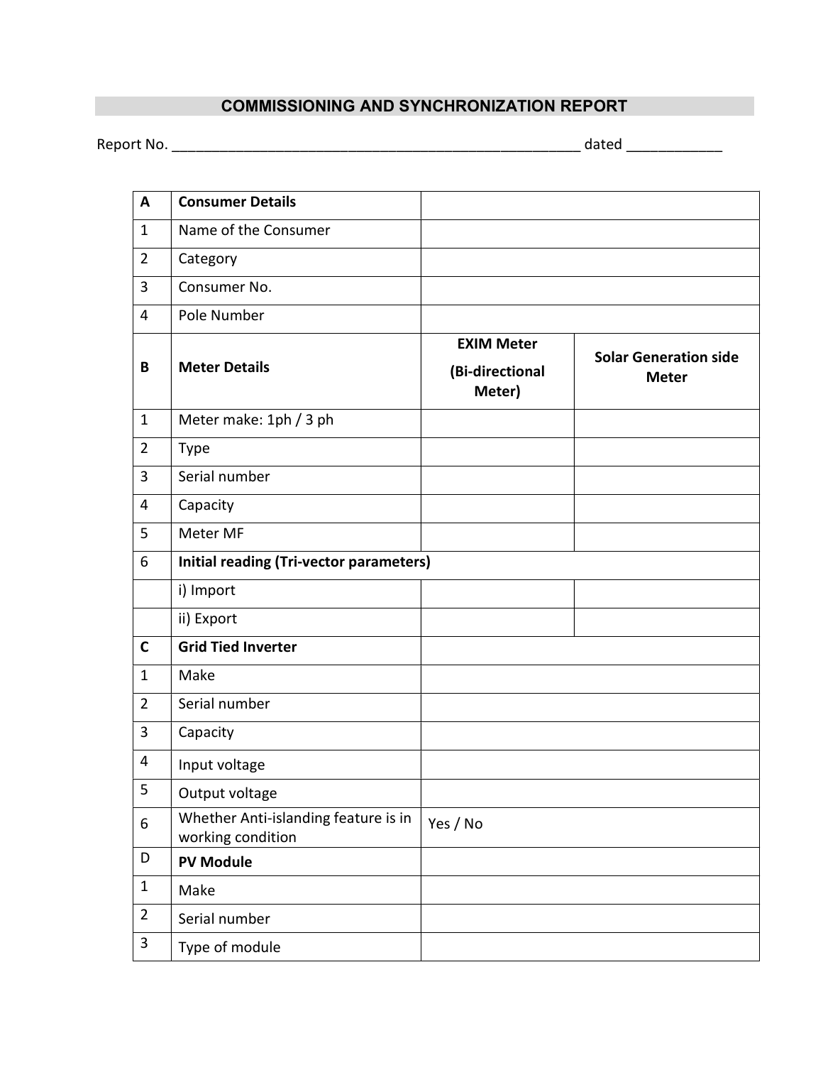## COMMISSIONING AND SYNCHRONIZATION REPORT

Report No. ____________________________________________________ dated ____________

| A | **Consumer Details** | | |
|---|---|---|---|
| 1 | Name of the Consumer | | |
| 2 | Category | | |
| 3 | Consumer No. | | |
| 4 | Pole Number | | |
| **B** | **Meter Details** | **EXIM Meter (Bi-directional Meter)** | **Solar Generation side Meter** |
| 1 | Meter make: 1ph / 3 ph | | |
| 2 | Type | | |
| 3 | Serial number | | |
| 4 | Capacity | | |
| 5 | Meter MF | | |
| 6 | **Initial reading (Tri-vector parameters)** | | |
| | i) Import | | |
| | ii) Export | | |
| **C** | **Grid Tied Inverter** | | |
| 1 | Make | | |
| 2 | Serial number | | |
| 3 | Capacity | | |
| 4 | Input voltage | | |
| 5 | Output voltage | | |
| 6 | Whether Anti-islanding feature is in working condition | Yes / No | |
| D | **PV Module** | | |
| 1 | Make | | |
| 2 | Serial number | | |
| 3 | Type of module | | |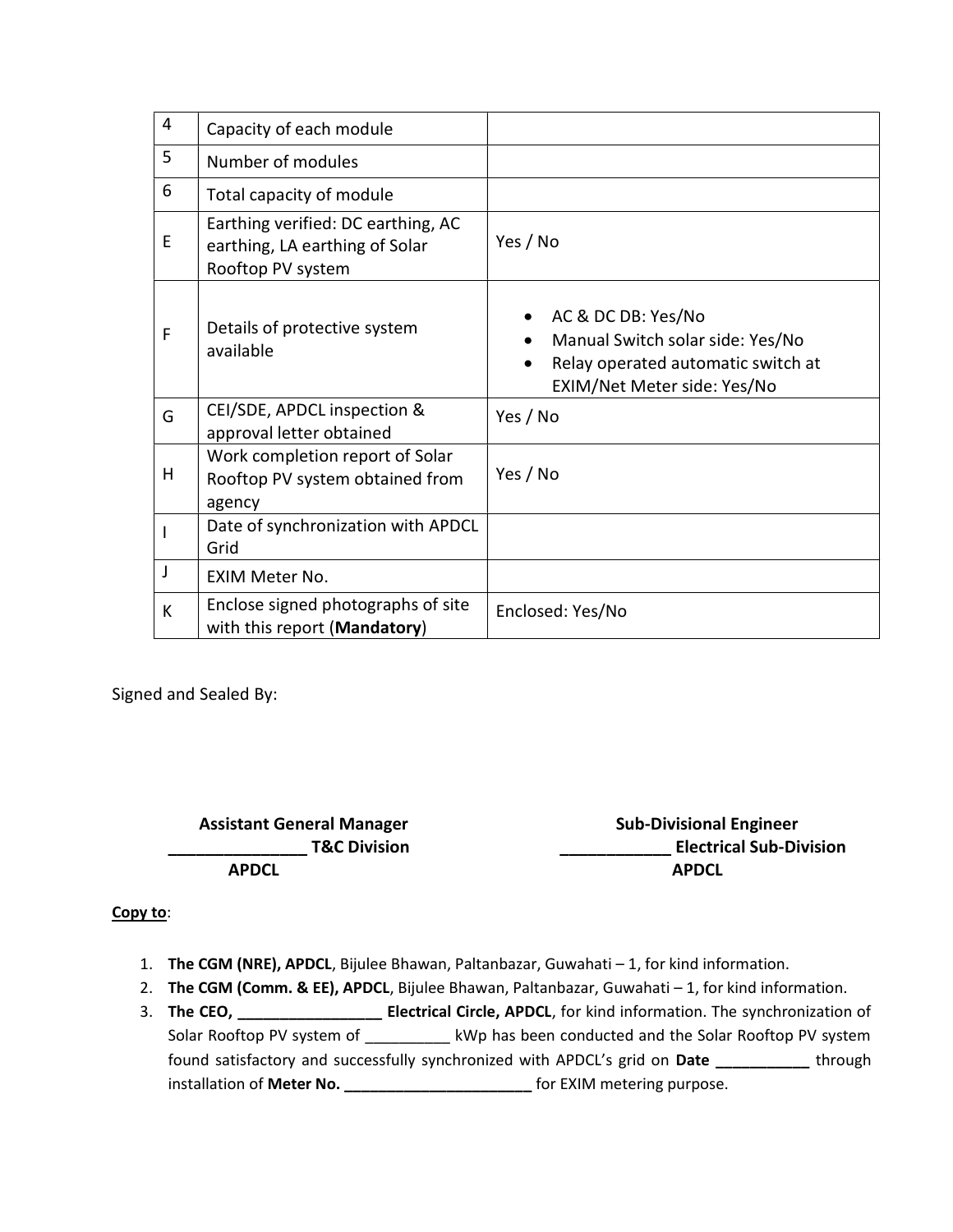| | | |
|---|---|---|
| 4 | Capacity of each module | |
| 5 | Number of modules | |
| 6 | Total capacity of module | |
| E | Earthing verified: DC earthing, AC earthing, LA earthing of Solar Rooftop PV system | Yes / No |
| F | Details of protective system available | • AC & DC DB: Yes/No<br>• Manual Switch solar side: Yes/No<br>• Relay operated automatic switch at EXIM/Net Meter side: Yes/No |
| G | CEI/SDE, APDCL inspection & approval letter obtained | Yes / No |
| H | Work completion report of Solar Rooftop PV system obtained from agency | Yes / No |
| I | Date of synchronization with APDCL Grid | |
| J | EXIM Meter No. | |
| K | Enclose signed photographs of site with this report (**Mandatory**) | Enclosed: Yes/No |

Signed and Sealed By:

**Assistant General Manager**
**_______________ T&C Division**
**APDCL**

**Sub-Divisional Engineer**
**____________ Electrical Sub-Division**
**APDCL**

**Copy to**:

1. **The CGM (NRE), APDCL**, Bijulee Bhawan, Paltanbazar, Guwahati – 1, for kind information.
2. **The CGM (Comm. & EE), APDCL**, Bijulee Bhawan, Paltanbazar, Guwahati – 1, for kind information.
3. **The CEO, _________________ Electrical Circle, APDCL**, for kind information. The synchronization of Solar Rooftop PV system of __________ kWp has been conducted and the Solar Rooftop PV system found satisfactory and successfully synchronized with APDCL's grid on **Date ___________** through installation of **Meter No. ______________________** for EXIM metering purpose.